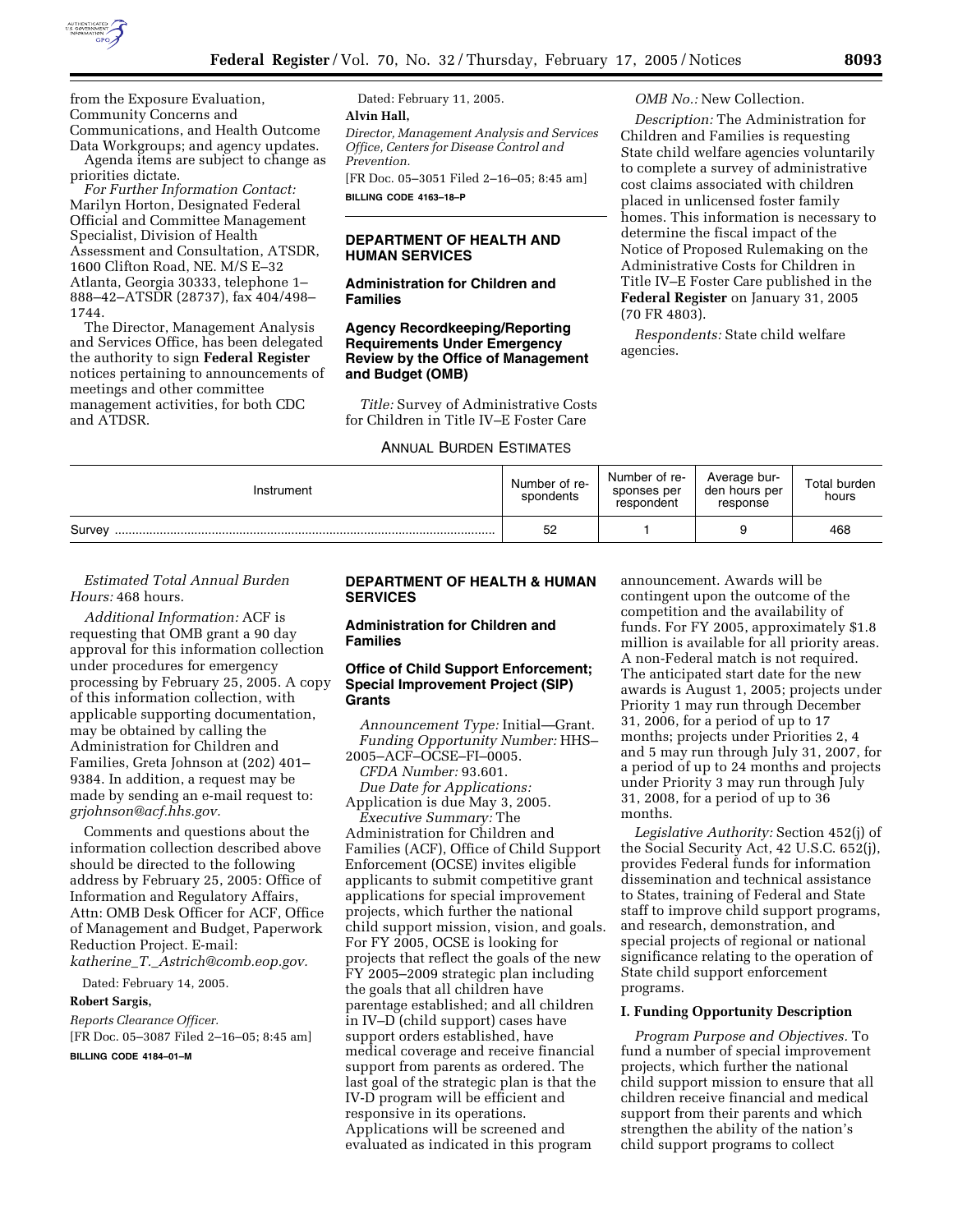from the Exposure Evaluation, Community Concerns and Communications, and Health Outcome Data Workgroups; and agency updates.

Agenda items are subject to change as priorities dictate.

*For Further Information Contact:* Marilyn Horton, Designated Federal Official and Committee Management Specialist, Division of Health Assessment and Consultation, ATSDR, 1600 Clifton Road, NE. M/S E–32 Atlanta, Georgia 30333, telephone 1–888–42–ATSDR (28737), fax 404/498–1744.

The Director, Management Analysis and Services Office, has been delegated the authority to sign **Federal Register** notices pertaining to announcements of meetings and other committee management activities, for both CDC and ATDSR.

Dated: February 11, 2005.

**Alvin Hall,**

*Director, Management Analysis and Services Office, Centers for Disease Control and Prevention.*

[FR Doc. 05–3051 Filed 2–16–05; 8:45 am]

**BILLING CODE 4163–18–P**

## DEPARTMENT OF HEALTH AND HUMAN SERVICES

### Administration for Children and Families

### Agency Recordkeeping/Reporting Requirements Under Emergency Review by the Office of Management and Budget (OMB)

*Title:* Survey of Administrative Costs for Children in Title IV–E Foster Care

*OMB No.:* New Collection.

*Description:* The Administration for Children and Families is requesting State child welfare agencies voluntarily to complete a survey of administrative cost claims associated with children placed in unlicensed foster family homes. This information is necessary to determine the fiscal impact of the Notice of Proposed Rulemaking on the Administrative Costs for Children in Title IV–E Foster Care published in the **Federal Register** on January 31, 2005 (70 FR 4803).

*Respondents:* State child welfare agencies.

ANNUAL BURDEN ESTIMATES

| Instrument | Number of respondents | Number of responses per respondent | Average burden hours per response | Total burden hours |
|---|---|---|---|---|
| Survey | 52 | 1 | 9 | 468 |

*Estimated Total Annual Burden Hours:* 468 hours.

*Additional Information:* ACF is requesting that OMB grant a 90 day approval for this information collection under procedures for emergency processing by February 25, 2005. A copy of this information collection, with applicable supporting documentation, may be obtained by calling the Administration for Children and Families, Greta Johnson at (202) 401–9384. In addition, a request may be made by sending an e-mail request to: *grjohnson@acf.hhs.gov.*

Comments and questions about the information collection described above should be directed to the following address by February 25, 2005: Office of Information and Regulatory Affairs, Attn: OMB Desk Officer for ACF, Office of Management and Budget, Paperwork Reduction Project. E-mail: *katherine_T._Astrich@comb.eop.gov.*

Dated: February 14, 2005.

**Robert Sargis,**

*Reports Clearance Officer.*

[FR Doc. 05–3087 Filed 2–16–05; 8:45 am]

**BILLING CODE 4184–01–M**

## DEPARTMENT OF HEALTH & HUMAN SERVICES

### Administration for Children and Families

### Office of Child Support Enforcement; Special Improvement Project (SIP) Grants

*Announcement Type:* Initial—Grant.

*Funding Opportunity Number:* HHS–2005–ACF–OCSE–FI–0005.

*CFDA Number:* 93.601.

*Due Date for Applications:* Application is due May 3, 2005.

*Executive Summary:* The Administration for Children and Families (ACF), Office of Child Support Enforcement (OCSE) invites eligible applicants to submit competitive grant applications for special improvement projects, which further the national child support mission, vision, and goals. For FY 2005, OCSE is looking for projects that reflect the goals of the new FY 2005–2009 strategic plan including the goals that all children have parentage established; and all children in IV–D (child support) cases have support orders established, have medical coverage and receive financial support from parents as ordered. The last goal of the strategic plan is that the IV-D program will be efficient and responsive in its operations. Applications will be screened and evaluated as indicated in this program announcement. Awards will be contingent upon the outcome of the competition and the availability of funds. For FY 2005, approximately $1.8 million is available for all priority areas. A non-Federal match is not required. The anticipated start date for the new awards is August 1, 2005; projects under Priority 1 may run through December 31, 2006, for a period of up to 17 months; projects under Priorities 2, 4 and 5 may run through July 31, 2007, for a period of up to 24 months and projects under Priority 3 may run through July 31, 2008, for a period of up to 36 months.

*Legislative Authority:* Section 452(j) of the Social Security Act, 42 U.S.C. 652(j), provides Federal funds for information dissemination and technical assistance to States, training of Federal and State staff to improve child support programs, and research, demonstration, and special projects of regional or national significance relating to the operation of State child support enforcement programs.

### I. Funding Opportunity Description

*Program Purpose and Objectives.* To fund a number of special improvement projects, which further the national child support mission to ensure that all children receive financial and medical support from their parents and which strengthen the ability of the nation's child support programs to collect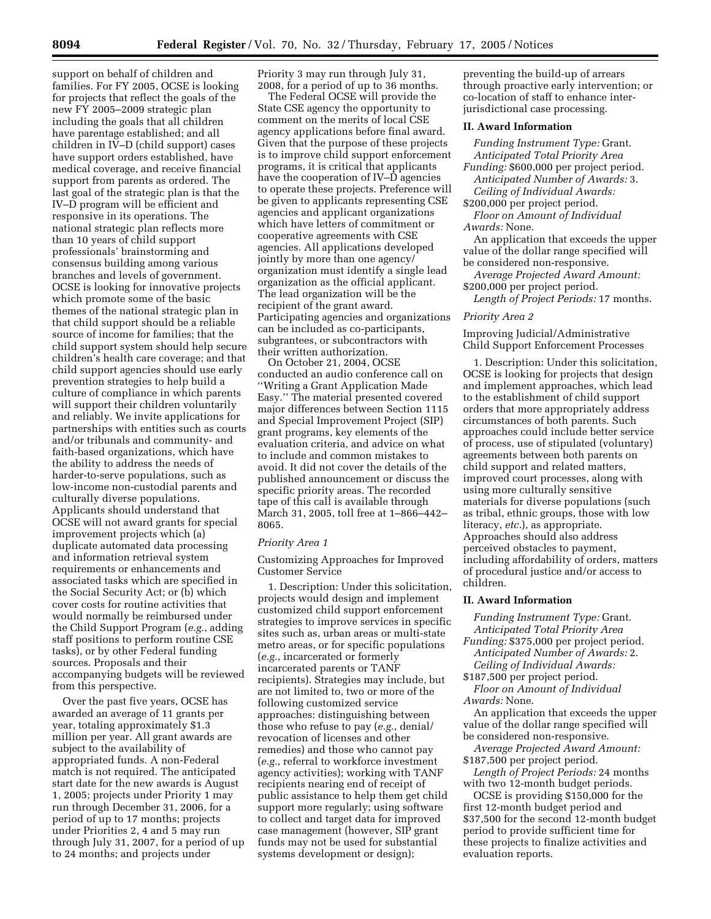support on behalf of children and families. For FY 2005, OCSE is looking for projects that reflect the goals of the new FY 2005–2009 strategic plan including the goals that all children have parentage established; and all children in IV–D (child support) cases have support orders established, have medical coverage, and receive financial support from parents as ordered. The last goal of the strategic plan is that the IV–D program will be efficient and responsive in its operations. The national strategic plan reflects more than 10 years of child support professionals' brainstorming and consensus building among various branches and levels of government. OCSE is looking for innovative projects which promote some of the basic themes of the national strategic plan in that child support should be a reliable source of income for families; that the child support system should help secure children's health care coverage; and that child support agencies should use early prevention strategies to help build a culture of compliance in which parents will support their children voluntarily and reliably. We invite applications for partnerships with entities such as courts and/or tribunals and community- and faith-based organizations, which have the ability to address the needs of harder-to-serve populations, such as low-income non-custodial parents and culturally diverse populations. Applicants should understand that OCSE will not award grants for special improvement projects which (a) duplicate automated data processing and information retrieval system requirements or enhancements and associated tasks which are specified in the Social Security Act; or (b) which cover costs for routine activities that would normally be reimbursed under the Child Support Program (*e.g.*, adding staff positions to perform routine CSE tasks), or by other Federal funding sources. Proposals and their accompanying budgets will be reviewed from this perspective.

Over the past five years, OCSE has awarded an average of 11 grants per year, totaling approximately $1.3 million per year. All grant awards are subject to the availability of appropriated funds. A non-Federal match is not required. The anticipated start date for the new awards is August 1, 2005; projects under Priority 1 may run through December 31, 2006, for a period of up to 17 months; projects under Priorities 2, 4 and 5 may run through July 31, 2007, for a period of up to 24 months; and projects under Priority 3 may run through July 31, 2008, for a period of up to 36 months.

The Federal OCSE will provide the State CSE agency the opportunity to comment on the merits of local CSE agency applications before final award. Given that the purpose of these projects is to improve child support enforcement programs, it is critical that applicants have the cooperation of IV–D agencies to operate these projects. Preference will be given to applicants representing CSE agencies and applicant organizations which have letters of commitment or cooperative agreements with CSE agencies. All applications developed jointly by more than one agency/organization must identify a single lead organization as the official applicant. The lead organization will be the recipient of the grant award. Participating agencies and organizations can be included as co-participants, subgrantees, or subcontractors with their written authorization.

On October 21, 2004, OCSE conducted an audio conference call on ''Writing a Grant Application Made Easy.'' The material presented covered major differences between Section 1115 and Special Improvement Project (SIP) grant programs, key elements of the evaluation criteria, and advice on what to include and common mistakes to avoid. It did not cover the details of the published announcement or discuss the specific priority areas. The recorded tape of this call is available through March 31, 2005, toll free at 1–866–442–8065.

*Priority Area 1*

Customizing Approaches for Improved Customer Service

1. Description: Under this solicitation, projects would design and implement customized child support enforcement strategies to improve services in specific sites such as, urban areas or multi-state metro areas, or for specific populations (*e.g.*, incarcerated or formerly incarcerated parents or TANF recipients). Strategies may include, but are not limited to, two or more of the following customized service approaches: distinguishing between those who refuse to pay (*e.g.*, denial/revocation of licenses and other remedies) and those who cannot pay (*e.g.*, referral to workforce investment agency activities); working with TANF recipients nearing end of receipt of public assistance to help them get child support more regularly; using software to collect and target data for improved case management (however, SIP grant funds may not be used for substantial systems development or design); preventing the build-up of arrears through proactive early intervention; or co-location of staff to enhance inter-jurisdictional case processing.

**II. Award Information**

*Funding Instrument Type:* Grant.
*Anticipated Total Priority Area Funding:* $600,000 per project period.
*Anticipated Number of Awards:* 3.
*Ceiling of Individual Awards:* $200,000 per project period.
*Floor on Amount of Individual Awards:* None.

An application that exceeds the upper value of the dollar range specified will be considered non-responsive.

*Average Projected Award Amount:* $200,000 per project period.
*Length of Project Periods:* 17 months.

*Priority Area 2*

Improving Judicial/Administrative Child Support Enforcement Processes

1. Description: Under this solicitation, OCSE is looking for projects that design and implement approaches, which lead to the establishment of child support orders that more appropriately address circumstances of both parents. Such approaches could include better service of process, use of stipulated (voluntary) agreements between both parents on child support and related matters, improved court processes, along with using more culturally sensitive materials for diverse populations (such as tribal, ethnic groups, those with low literacy, *etc.*), as appropriate. Approaches should also address perceived obstacles to payment, including affordability of orders, matters of procedural justice and/or access to children.

**II. Award Information**

*Funding Instrument Type:* Grant.
*Anticipated Total Priority Area Funding:* $375,000 per project period.
*Anticipated Number of Awards:* 2.
*Ceiling of Individual Awards:* $187,500 per project period.
*Floor on Amount of Individual Awards:* None.

An application that exceeds the upper value of the dollar range specified will be considered non-responsive.

*Average Projected Award Amount:* $187,500 per project period.
*Length of Project Periods:* 24 months with two 12-month budget periods.

OCSE is providing $150,000 for the first 12-month budget period and $37,500 for the second 12-month budget period to provide sufficient time for these projects to finalize activities and evaluation reports.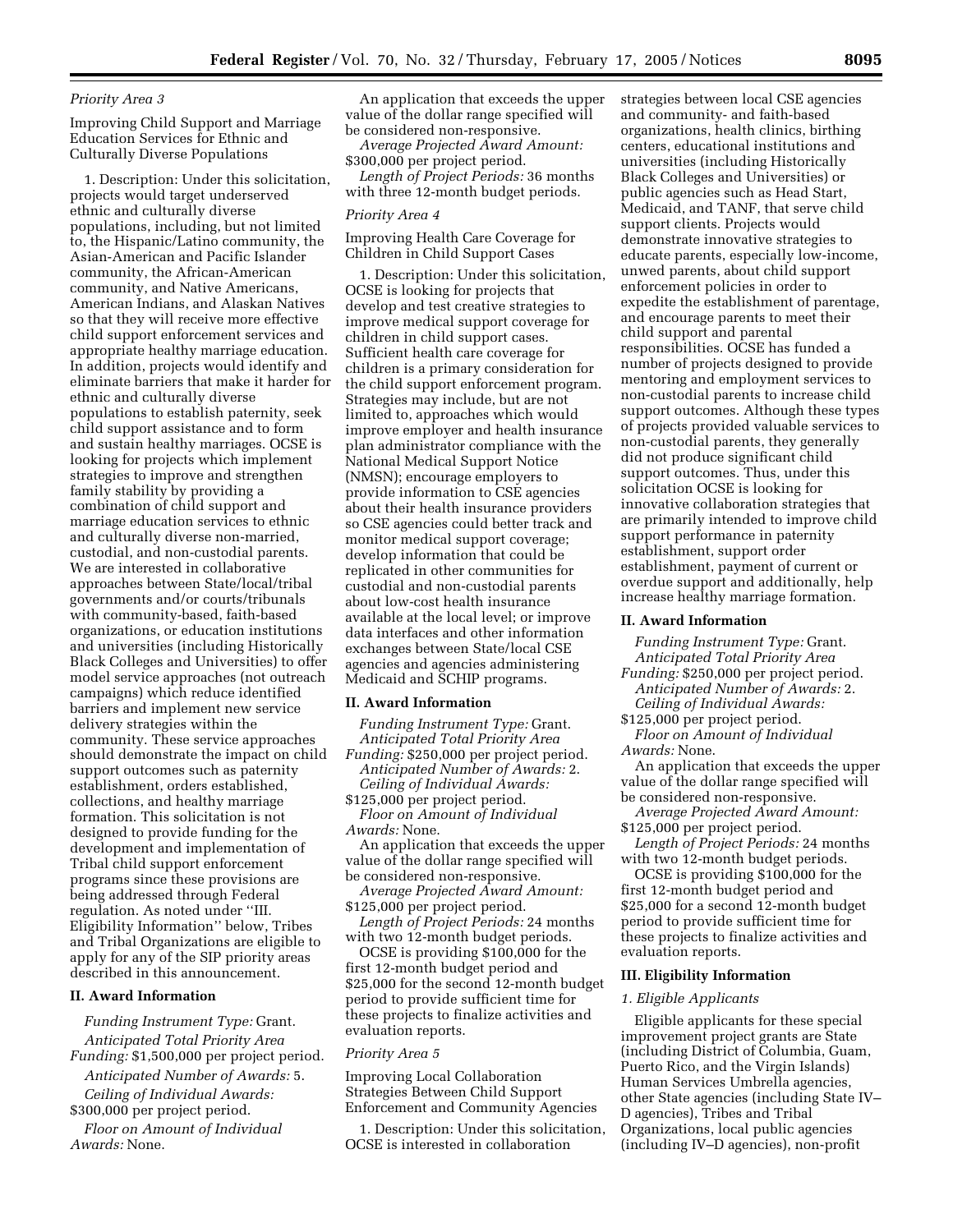*Priority Area 3*

Improving Child Support and Marriage Education Services for Ethnic and Culturally Diverse Populations

1. Description: Under this solicitation, projects would target underserved ethnic and culturally diverse populations, including, but not limited to, the Hispanic/Latino community, the Asian-American and Pacific Islander community, the African-American community, and Native Americans, American Indians, and Alaskan Natives so that they will receive more effective child support enforcement services and appropriate healthy marriage education. In addition, projects would identify and eliminate barriers that make it harder for ethnic and culturally diverse populations to establish paternity, seek child support assistance and to form and sustain healthy marriages. OCSE is looking for projects which implement strategies to improve and strengthen family stability by providing a combination of child support and marriage education services to ethnic and culturally diverse non-married, custodial, and non-custodial parents. We are interested in collaborative approaches between State/local/tribal governments and/or courts/tribunals with community-based, faith-based organizations, or education institutions and universities (including Historically Black Colleges and Universities) to offer model service approaches (not outreach campaigns) which reduce identified barriers and implement new service delivery strategies within the community. These service approaches should demonstrate the impact on child support outcomes such as paternity establishment, orders established, collections, and healthy marriage formation. This solicitation is not designed to provide funding for the development and implementation of Tribal child support enforcement programs since these provisions are being addressed through Federal regulation. As noted under "III. Eligibility Information" below, Tribes and Tribal Organizations are eligible to apply for any of the SIP priority areas described in this announcement.

## II. Award Information

*Funding Instrument Type:* Grant.

*Anticipated Total Priority Area Funding:* $1,500,000 per project period.

*Anticipated Number of Awards:* 5.

*Ceiling of Individual Awards:* $300,000 per project period.

*Floor on Amount of Individual Awards:* None.

An application that exceeds the upper value of the dollar range specified will be considered non-responsive.

*Average Projected Award Amount:* $300,000 per project period.

*Length of Project Periods:* 36 months with three 12-month budget periods.

*Priority Area 4*

Improving Health Care Coverage for Children in Child Support Cases

1. Description: Under this solicitation, OCSE is looking for projects that develop and test creative strategies to improve medical support coverage for children in child support cases. Sufficient health care coverage for children is a primary consideration for the child support enforcement program. Strategies may include, but are not limited to, approaches which would improve employer and health insurance plan administrator compliance with the National Medical Support Notice (NMSN); encourage employers to provide information to CSE agencies about their health insurance providers so CSE agencies could better track and monitor medical support coverage; develop information that could be replicated in other communities for custodial and non-custodial parents about low-cost health insurance available at the local level; or improve data interfaces and other information exchanges between State/local CSE agencies and agencies administering Medicaid and SCHIP programs.

## II. Award Information

*Funding Instrument Type:* Grant.

*Anticipated Total Priority Area Funding:* $250,000 per project period.

*Anticipated Number of Awards:* 2.

*Ceiling of Individual Awards:* $125,000 per project period.

*Floor on Amount of Individual Awards:* None.

An application that exceeds the upper value of the dollar range specified will be considered non-responsive.

*Average Projected Award Amount:* $125,000 per project period.

*Length of Project Periods:* 24 months with two 12-month budget periods.

OCSE is providing $100,000 for the first 12-month budget period and $25,000 for the second 12-month budget period to provide sufficient time for these projects to finalize activities and evaluation reports.

*Priority Area 5*

Improving Local Collaboration Strategies Between Child Support Enforcement and Community Agencies

1. Description: Under this solicitation, OCSE is interested in collaboration strategies between local CSE agencies and community- and faith-based organizations, health clinics, birthing centers, educational institutions and universities (including Historically Black Colleges and Universities) or public agencies such as Head Start, Medicaid, and TANF, that serve child support clients. Projects would demonstrate innovative strategies to educate parents, especially low-income, unwed parents, about child support enforcement policies in order to expedite the establishment of parentage, and encourage parents to meet their child support and parental responsibilities. OCSE has funded a number of projects designed to provide mentoring and employment services to non-custodial parents to increase child support outcomes. Although these types of projects provided valuable services to non-custodial parents, they generally did not produce significant child support outcomes. Thus, under this solicitation OCSE is looking for innovative collaboration strategies that are primarily intended to improve child support performance in paternity establishment, support order establishment, payment of current or overdue support and additionally, help increase healthy marriage formation.

## II. Award Information

*Funding Instrument Type:* Grant.

*Anticipated Total Priority Area Funding:* $250,000 per project period.

*Anticipated Number of Awards:* 2.

*Ceiling of Individual Awards:* $125,000 per project period.

*Floor on Amount of Individual Awards:* None.

An application that exceeds the upper value of the dollar range specified will be considered non-responsive.

*Average Projected Award Amount:* $125,000 per project period.

*Length of Project Periods:* 24 months with two 12-month budget periods.

OCSE is providing $100,000 for the first 12-month budget period and $25,000 for a second 12-month budget period to provide sufficient time for these projects to finalize activities and evaluation reports.

## III. Eligibility Information

*1. Eligible Applicants*

Eligible applicants for these special improvement project grants are State (including District of Columbia, Guam, Puerto Rico, and the Virgin Islands) Human Services Umbrella agencies, other State agencies (including State IV–D agencies), Tribes and Tribal Organizations, local public agencies (including IV–D agencies), non-profit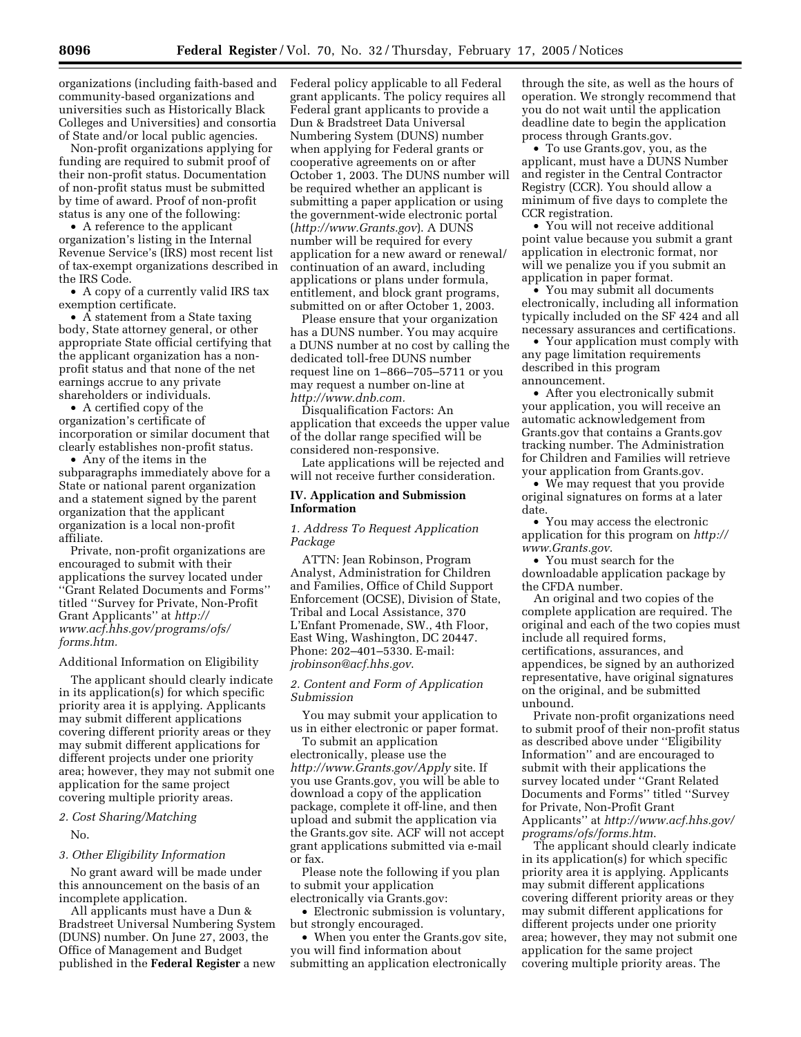organizations (including faith-based and community-based organizations and universities such as Historically Black Colleges and Universities) and consortia of State and/or local public agencies.

Non-profit organizations applying for funding are required to submit proof of their non-profit status. Documentation of non-profit status must be submitted by time of award. Proof of non-profit status is any one of the following:

- A reference to the applicant organization's listing in the Internal Revenue Service's (IRS) most recent list of tax-exempt organizations described in the IRS Code.
- A copy of a currently valid IRS tax exemption certificate.
- A statement from a State taxing body, State attorney general, or other appropriate State official certifying that the applicant organization has a non-profit status and that none of the net earnings accrue to any private shareholders or individuals.
- A certified copy of the organization's certificate of incorporation or similar document that clearly establishes non-profit status.
- Any of the items in the subparagraphs immediately above for a State or national parent organization and a statement signed by the parent organization that the applicant organization is a local non-profit affiliate.

Private, non-profit organizations are encouraged to submit with their applications the survey located under "Grant Related Documents and Forms" titled "Survey for Private, Non-Profit Grant Applicants" at *http://www.acf.hhs.gov/programs/ofs/forms.htm.*

Additional Information on Eligibility

The applicant should clearly indicate in its application(s) for which specific priority area it is applying. Applicants may submit different applications covering different priority areas or they may submit different applications for different projects under one priority area; however, they may not submit one application for the same project covering multiple priority areas.

*2. Cost Sharing/Matching*

No.

*3. Other Eligibility Information*

No grant award will be made under this announcement on the basis of an incomplete application.

All applicants must have a Dun & Bradstreet Universal Numbering System (DUNS) number. On June 27, 2003, the Office of Management and Budget published in the **Federal Register** a new Federal policy applicable to all Federal grant applicants. The policy requires all Federal grant applicants to provide a Dun & Bradstreet Data Universal Numbering System (DUNS) number when applying for Federal grants or cooperative agreements on or after October 1, 2003. The DUNS number will be required whether an applicant is submitting a paper application or using the government-wide electronic portal (*http://www.Grants.gov*). A DUNS number will be required for every application for a new award or renewal/continuation of an award, including applications or plans under formula, entitlement, and block grant programs, submitted on or after October 1, 2003.

Please ensure that your organization has a DUNS number. You may acquire a DUNS number at no cost by calling the dedicated toll-free DUNS number request line on 1–866–705–5711 or you may request a number on-line at *http://www.dnb.com.*

Disqualification Factors: An application that exceeds the upper value of the dollar range specified will be considered non-responsive.

Late applications will be rejected and will not receive further consideration.

**IV. Application and Submission Information**

*1. Address To Request Application Package*

ATTN: Jean Robinson, Program Analyst, Administration for Children and Families, Office of Child Support Enforcement (OCSE), Division of State, Tribal and Local Assistance, 370 L'Enfant Promenade, SW., 4th Floor, East Wing, Washington, DC 20447. Phone: 202–401–5330. E-mail: *jrobinson@acf.hhs.gov*.

*2. Content and Form of Application Submission*

You may submit your application to us in either electronic or paper format.

To submit an application electronically, please use the *http://www.Grants.gov/Apply* site. If you use Grants.gov, you will be able to download a copy of the application package, complete it off-line, and then upload and submit the application via the Grants.gov site. ACF will not accept grant applications submitted via e-mail or fax.

Please note the following if you plan to submit your application electronically via Grants.gov:

- Electronic submission is voluntary, but strongly encouraged.
- When you enter the Grants.gov site, you will find information about submitting an application electronically through the site, as well as the hours of operation. We strongly recommend that you do not wait until the application deadline date to begin the application process through Grants.gov.
- To use Grants.gov, you, as the applicant, must have a DUNS Number and register in the Central Contractor Registry (CCR). You should allow a minimum of five days to complete the CCR registration.
- You will not receive additional point value because you submit a grant application in electronic format, nor will we penalize you if you submit an application in paper format.
- You may submit all documents electronically, including all information typically included on the SF 424 and all necessary assurances and certifications.
- Your application must comply with any page limitation requirements described in this program announcement.
- After you electronically submit your application, you will receive an automatic acknowledgement from Grants.gov that contains a Grants.gov tracking number. The Administration for Children and Families will retrieve your application from Grants.gov.
- We may request that you provide original signatures on forms at a later date.
- You may access the electronic application for this program on *http://www.Grants.gov*.
- You must search for the downloadable application package by the CFDA number.

An original and two copies of the complete application are required. The original and each of the two copies must include all required forms, certifications, assurances, and appendices, be signed by an authorized representative, have original signatures on the original, and be submitted unbound.

Private non-profit organizations need to submit proof of their non-profit status as described above under "Eligibility Information" and are encouraged to submit with their applications the survey located under "Grant Related Documents and Forms" titled "Survey for Private, Non-Profit Grant Applicants" at *http://www.acf.hhs.gov/programs/ofs/forms.htm*.

The applicant should clearly indicate in its application(s) for which specific priority area it is applying. Applicants may submit different applications covering different priority areas or they may submit different applications for different projects under one priority area; however, they may not submit one application for the same project covering multiple priority areas. The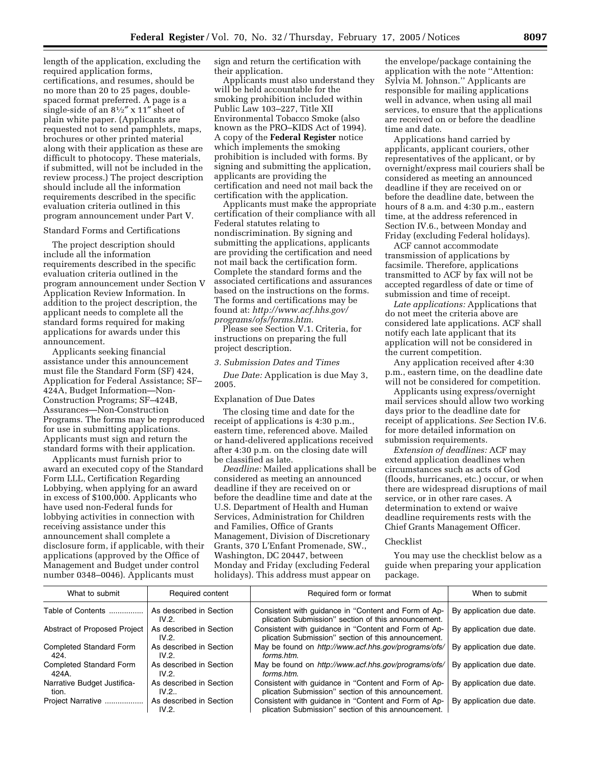length of the application, excluding the required application forms, certifications, and resumes, should be no more than 20 to 25 pages, double-spaced format preferred. A page is a single-side of an 8½″ x 11″ sheet of plain white paper. (Applicants are requested not to send pamphlets, maps, brochures or other printed material along with their application as these are difficult to photocopy. These materials, if submitted, will not be included in the review process.) The project description should include all the information requirements described in the specific evaluation criteria outlined in this program announcement under Part V.

Standard Forms and Certifications

The project description should include all the information requirements described in the specific evaluation criteria outlined in the program announcement under Section V Application Review Information. In addition to the project description, the applicant needs to complete all the standard forms required for making applications for awards under this announcement.

Applicants seeking financial assistance under this announcement must file the Standard Form (SF) 424, Application for Federal Assistance; SF–424A, Budget Information—Non-Construction Programs; SF–424B, Assurances—Non-Construction Programs. The forms may be reproduced for use in submitting applications. Applicants must sign and return the standard forms with their application.

Applicants must furnish prior to award an executed copy of the Standard Form LLL, Certification Regarding Lobbying, when applying for an award in excess of $100,000. Applicants who have used non-Federal funds for lobbying activities in connection with receiving assistance under this announcement shall complete a disclosure form, if applicable, with their applications (approved by the Office of Management and Budget under control number 0348–0046). Applicants must sign and return the certification with their application.

Applicants must also understand they will be held accountable for the smoking prohibition included within Public Law 103–227, Title XII Environmental Tobacco Smoke (also known as the PRO–KIDS Act of 1994). A copy of the **Federal Register** notice which implements the smoking prohibition is included with forms. By signing and submitting the application, applicants are providing the certification and need not mail back the certification with the application.

Applicants must make the appropriate certification of their compliance with all Federal statutes relating to nondiscrimination. By signing and submitting the applications, applicants are providing the certification and need not mail back the certification form. Complete the standard forms and the associated certifications and assurances based on the instructions on the forms. The forms and certifications may be found at: *http://www.acf.hhs.gov/programs/ofs/forms.htm*.

Please see Section V.1. Criteria, for instructions on preparing the full project description.

*3. Submission Dates and Times*

*Due Date:* Application is due May 3, 2005.

Explanation of Due Dates

The closing time and date for the receipt of applications is 4:30 p.m., eastern time, referenced above. Mailed or hand-delivered applications received after 4:30 p.m. on the closing date will be classified as late.

*Deadline:* Mailed applications shall be considered as meeting an announced deadline if they are received on or before the deadline time and date at the U.S. Department of Health and Human Services, Administration for Children and Families, Office of Grants Management, Division of Discretionary Grants, 370 L'Enfant Promenade, SW., Washington, DC 20447, between Monday and Friday (excluding Federal holidays). This address must appear on the envelope/package containing the application with the note ''Attention: Sylvia M. Johnson.'' Applicants are responsible for mailing applications well in advance, when using all mail services, to ensure that the applications are received on or before the deadline time and date.

Applications hand carried by applicants, applicant couriers, other representatives of the applicant, or by overnight/express mail couriers shall be considered as meeting an announced deadline if they are received on or before the deadline date, between the hours of 8 a.m. and 4:30 p.m., eastern time, at the address referenced in Section IV.6., between Monday and Friday (excluding Federal holidays).

ACF cannot accommodate transmission of applications by facsimile. Therefore, applications transmitted to ACF by fax will not be accepted regardless of date or time of submission and time of receipt.

*Late applications:* Applications that do not meet the criteria above are considered late applications. ACF shall notify each late applicant that its application will not be considered in the current competition.

Any application received after 4:30 p.m., eastern time, on the deadline date will not be considered for competition.

Applicants using express/overnight mail services should allow two working days prior to the deadline date for receipt of applications. *See* Section IV.6. for more detailed information on submission requirements.

*Extension of deadlines:* ACF may extend application deadlines when circumstances such as acts of God (floods, hurricanes, etc.) occur, or when there are widespread disruptions of mail service, or in other rare cases. A determination to extend or waive deadline requirements rests with the Chief Grants Management Officer.

Checklist

You may use the checklist below as a guide when preparing your application package.

| What to submit | Required content | Required form or format | When to submit |
|---|---|---|---|
| Table of Contents | As described in Section IV.2. | Consistent with guidance in ''Content and Form of Application Submission'' section of this announcement. | By application due date. |
| Abstract of Proposed Project | As described in Section IV.2. | Consistent with guidance in ''Content and Form of Application Submission'' section of this announcement. | By application due date. |
| Completed Standard Form 424. | As described in Section IV.2. | May be found on *http://www.acf.hhs.gov/programs/ofs/forms.htm*. | By application due date. |
| Completed Standard Form 424A. | As described in Section IV.2. | May be found on *http://www.acf.hhs.gov/programs/ofs/forms.htm*. | By application due date. |
| Narrative Budget Justification. | As described in Section IV.2.. | Consistent with guidance in ''Content and Form of Application Submission'' section of this announcement. | By application due date. |
| Project Narrative | As described in Section IV.2. | Consistent with guidance in ''Content and Form of Application Submission'' section of this announcement. | By application due date. |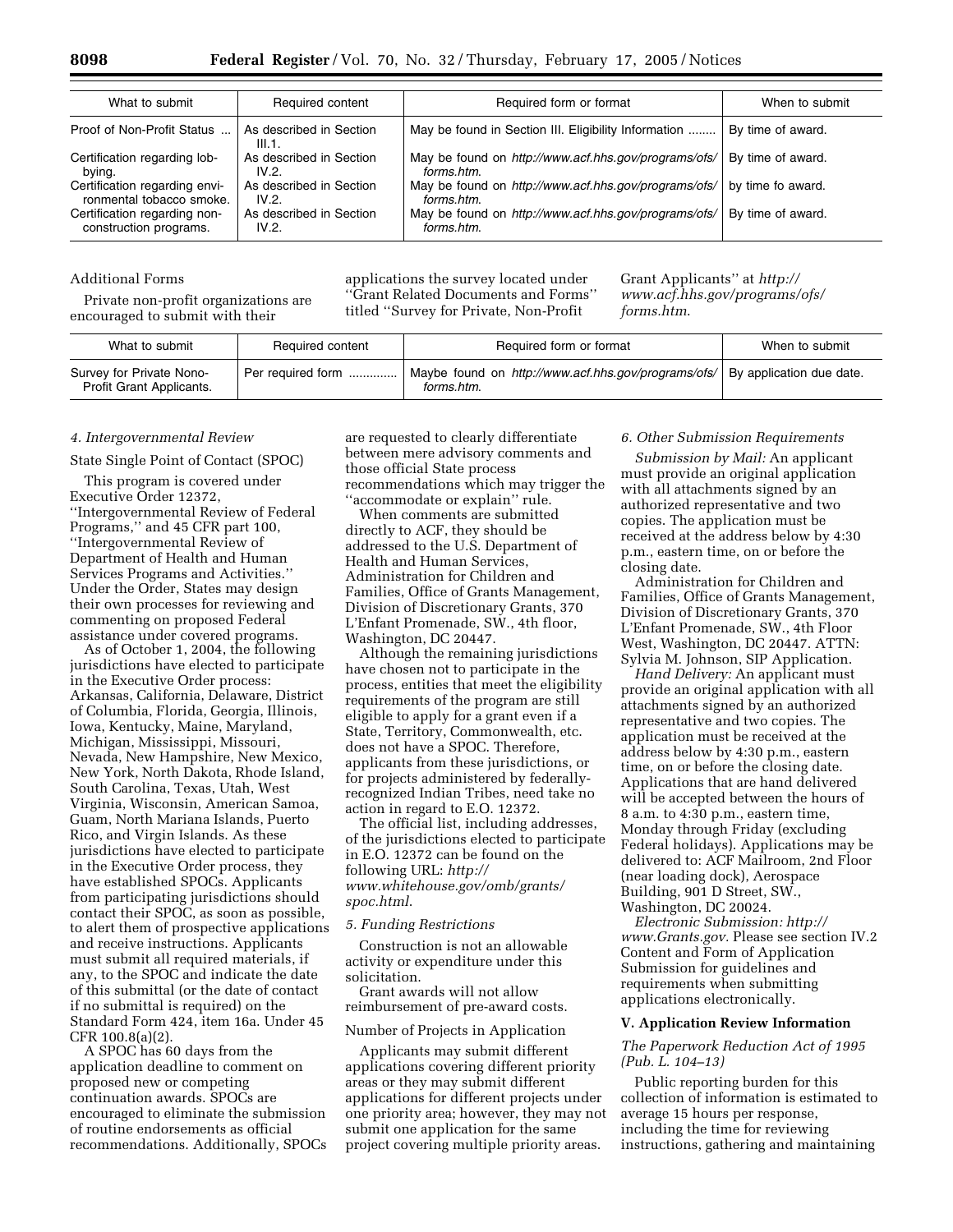| What to submit | Required content | Required form or format | When to submit |
|---|---|---|---|
| Proof of Non-Profit Status ... | As described in Section III.1. | May be found in Section III. Eligibility Information ........ | By time of award. |
| Certification regarding lobbying. | As described in Section IV.2. | May be found on *http://www.acf.hhs.gov/programs/ofs/forms.htm*. | By time of award. |
| Certification regarding environmental tobacco smoke. | As described in Section IV.2. | May be found on *http://www.acf.hhs.gov/programs/ofs/forms.htm*. | by time fo award. |
| Certification regarding nonconstruction programs. | As described in Section IV.2. | May be found on *http://www.acf.hhs.gov/programs/ofs/forms.htm*. | By time of award. |

Additional Forms

Private non-profit organizations are encouraged to submit with their applications the survey located under ''Grant Related Documents and Forms'' titled ''Survey for Private, Non-Profit Grant Applicants'' at *http://www.acf.hhs.gov/programs/ofs/forms.htm*.

| What to submit | Required content | Required form or format | When to submit |
|---|---|---|---|
| Survey for Private Nono-Profit Grant Applicants. | Per required form ............. | Maybe found on *http://www.acf.hhs.gov/programs/ofs/forms.htm*. | By application due date. |

*4. Intergovernmental Review*

State Single Point of Contact (SPOC)

This program is covered under Executive Order 12372, ''Intergovernmental Review of Federal Programs,'' and 45 CFR part 100, ''Intergovernmental Review of Department of Health and Human Services Programs and Activities.'' Under the Order, States may design their own processes for reviewing and commenting on proposed Federal assistance under covered programs.

As of October 1, 2004, the following jurisdictions have elected to participate in the Executive Order process: Arkansas, California, Delaware, District of Columbia, Florida, Georgia, Illinois, Iowa, Kentucky, Maine, Maryland, Michigan, Mississippi, Missouri, Nevada, New Hampshire, New Mexico, New York, North Dakota, Rhode Island, South Carolina, Texas, Utah, West Virginia, Wisconsin, American Samoa, Guam, North Mariana Islands, Puerto Rico, and Virgin Islands. As these jurisdictions have elected to participate in the Executive Order process, they have established SPOCs. Applicants from participating jurisdictions should contact their SPOC, as soon as possible, to alert them of prospective applications and receive instructions. Applicants must submit all required materials, if any, to the SPOC and indicate the date of this submittal (or the date of contact if no submittal is required) on the Standard Form 424, item 16a. Under 45 CFR 100.8(a)(2).

A SPOC has 60 days from the application deadline to comment on proposed new or competing continuation awards. SPOCs are encouraged to eliminate the submission of routine endorsements as official recommendations. Additionally, SPOCs are requested to clearly differentiate between mere advisory comments and those official State process recommendations which may trigger the ''accommodate or explain'' rule.

When comments are submitted directly to ACF, they should be addressed to the U.S. Department of Health and Human Services, Administration for Children and Families, Office of Grants Management, Division of Discretionary Grants, 370 L'Enfant Promenade, SW., 4th floor, Washington, DC 20447.

Although the remaining jurisdictions have chosen not to participate in the process, entities that meet the eligibility requirements of the program are still eligible to apply for a grant even if a State, Territory, Commonwealth, etc. does not have a SPOC. Therefore, applicants from these jurisdictions, or for projects administered by federally-recognized Indian Tribes, need take no action in regard to E.O. 12372.

The official list, including addresses, of the jurisdictions elected to participate in E.O. 12372 can be found on the following URL: *http://www.whitehouse.gov/omb/grants/spoc.html*.

*5. Funding Restrictions*

Construction is not an allowable activity or expenditure under this solicitation.

Grant awards will not allow reimbursement of pre-award costs.

Number of Projects in Application

Applicants may submit different applications covering different priority areas or they may submit different applications for different projects under one priority area; however, they may not submit one application for the same project covering multiple priority areas.

*6. Other Submission Requirements*

*Submission by Mail:* An applicant must provide an original application with all attachments signed by an authorized representative and two copies. The application must be received at the address below by 4:30 p.m., eastern time, on or before the closing date.

Administration for Children and Families, Office of Grants Management, Division of Discretionary Grants, 370 L'Enfant Promenade, SW., 4th Floor West, Washington, DC 20447. ATTN: Sylvia M. Johnson, SIP Application.

*Hand Delivery:* An applicant must provide an original application with all attachments signed by an authorized representative and two copies. The application must be received at the address below by 4:30 p.m., eastern time, on or before the closing date. Applications that are hand delivered will be accepted between the hours of 8 a.m. to 4:30 p.m., eastern time, Monday through Friday (excluding Federal holidays). Applications may be delivered to: ACF Mailroom, 2nd Floor (near loading dock), Aerospace Building, 901 D Street, SW., Washington, DC 20024.

*Electronic Submission: http://www.Grants.gov.* Please see section IV.2 Content and Form of Application Submission for guidelines and requirements when submitting applications electronically.

## V. Application Review Information

*The Paperwork Reduction Act of 1995 (Pub. L. 104–13)*

Public reporting burden for this collection of information is estimated to average 15 hours per response, including the time for reviewing instructions, gathering and maintaining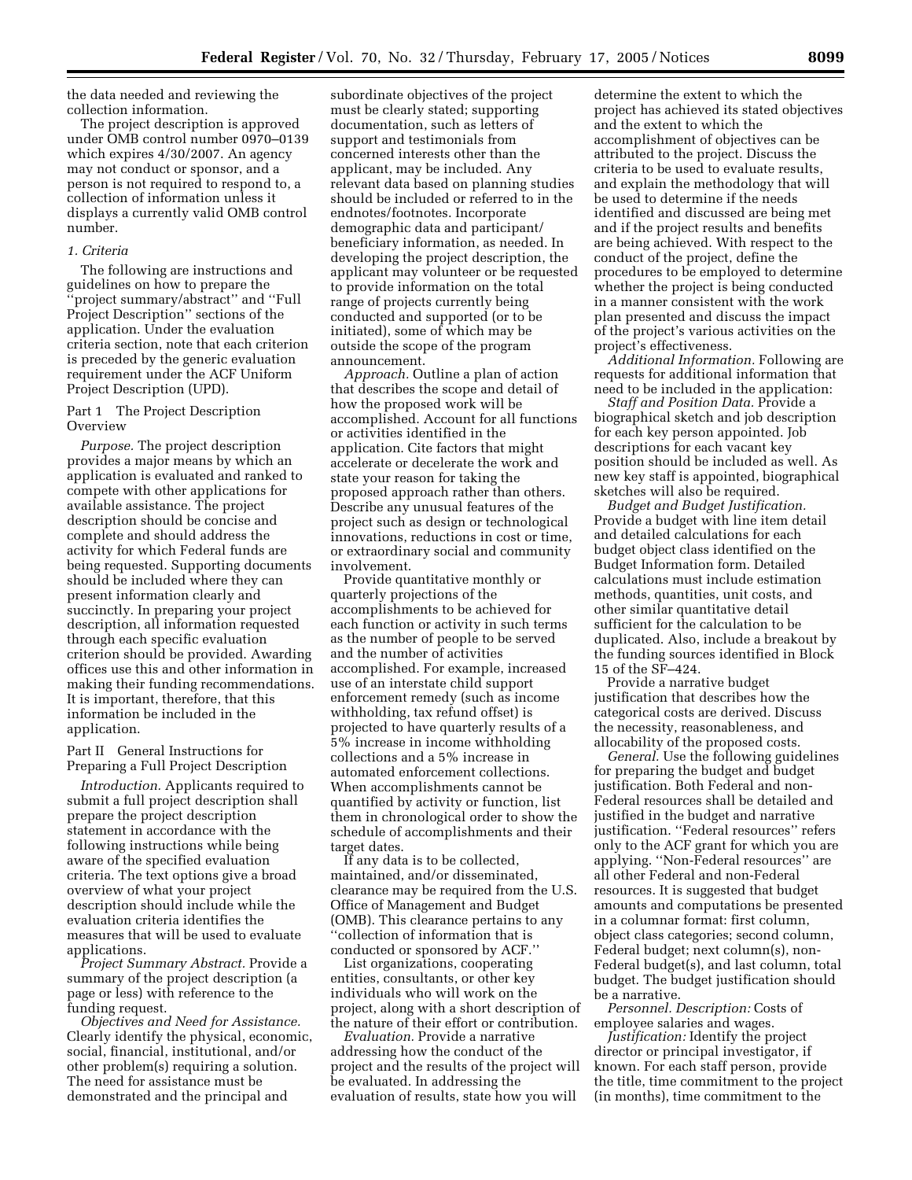the data needed and reviewing the collection information.

The project description is approved under OMB control number 0970–0139 which expires 4/30/2007. An agency may not conduct or sponsor, and a person is not required to respond to, a collection of information unless it displays a currently valid OMB control number.

*1. Criteria*

The following are instructions and guidelines on how to prepare the ''project summary/abstract'' and ''Full Project Description'' sections of the application. Under the evaluation criteria section, note that each criterion is preceded by the generic evaluation requirement under the ACF Uniform Project Description (UPD).

Part 1 The Project Description Overview

*Purpose.* The project description provides a major means by which an application is evaluated and ranked to compete with other applications for available assistance. The project description should be concise and complete and should address the activity for which Federal funds are being requested. Supporting documents should be included where they can present information clearly and succinctly. In preparing your project description, all information requested through each specific evaluation criterion should be provided. Awarding offices use this and other information in making their funding recommendations. It is important, therefore, that this information be included in the application.

Part II General Instructions for Preparing a Full Project Description

*Introduction.* Applicants required to submit a full project description shall prepare the project description statement in accordance with the following instructions while being aware of the specified evaluation criteria. The text options give a broad overview of what your project description should include while the evaluation criteria identifies the measures that will be used to evaluate applications.

*Project Summary Abstract.* Provide a summary of the project description (a page or less) with reference to the funding request.

*Objectives and Need for Assistance.* Clearly identify the physical, economic, social, financial, institutional, and/or other problem(s) requiring a solution. The need for assistance must be demonstrated and the principal and subordinate objectives of the project must be clearly stated; supporting documentation, such as letters of support and testimonials from concerned interests other than the applicant, may be included. Any relevant data based on planning studies should be included or referred to in the endnotes/footnotes. Incorporate demographic data and participant/beneficiary information, as needed. In developing the project description, the applicant may volunteer or be requested to provide information on the total range of projects currently being conducted and supported (or to be initiated), some of which may be outside the scope of the program announcement.

*Approach.* Outline a plan of action that describes the scope and detail of how the proposed work will be accomplished. Account for all functions or activities identified in the application. Cite factors that might accelerate or decelerate the work and state your reason for taking the proposed approach rather than others. Describe any unusual features of the project such as design or technological innovations, reductions in cost or time, or extraordinary social and community involvement.

Provide quantitative monthly or quarterly projections of the accomplishments to be achieved for each function or activity in such terms as the number of people to be served and the number of activities accomplished. For example, increased use of an interstate child support enforcement remedy (such as income withholding, tax refund offset) is projected to have quarterly results of a 5% increase in income withholding collections and a 5% increase in automated enforcement collections. When accomplishments cannot be quantified by activity or function, list them in chronological order to show the schedule of accomplishments and their target dates.

If any data is to be collected, maintained, and/or disseminated, clearance may be required from the U.S. Office of Management and Budget (OMB). This clearance pertains to any ''collection of information that is conducted or sponsored by ACF.''

List organizations, cooperating entities, consultants, or other key individuals who will work on the project, along with a short description of the nature of their effort or contribution.

*Evaluation.* Provide a narrative addressing how the conduct of the project and the results of the project will be evaluated. In addressing the evaluation of results, state how you will determine the extent to which the project has achieved its stated objectives and the extent to which the accomplishment of objectives can be attributed to the project. Discuss the criteria to be used to evaluate results, and explain the methodology that will be used to determine if the needs identified and discussed are being met and if the project results and benefits are being achieved. With respect to the conduct of the project, define the procedures to be employed to determine whether the project is being conducted in a manner consistent with the work plan presented and discuss the impact of the project's various activities on the project's effectiveness.

*Additional Information.* Following are requests for additional information that need to be included in the application:

*Staff and Position Data.* Provide a biographical sketch and job description for each key person appointed. Job descriptions for each vacant key position should be included as well. As new key staff is appointed, biographical sketches will also be required.

*Budget and Budget Justification.* Provide a budget with line item detail and detailed calculations for each budget object class identified on the Budget Information form. Detailed calculations must include estimation methods, quantities, unit costs, and other similar quantitative detail sufficient for the calculation to be duplicated. Also, include a breakout by the funding sources identified in Block 15 of the SF–424.

Provide a narrative budget justification that describes how the categorical costs are derived. Discuss the necessity, reasonableness, and allocability of the proposed costs.

*General.* Use the following guidelines for preparing the budget and budget justification. Both Federal and non-Federal resources shall be detailed and justified in the budget and narrative justification. ''Federal resources'' refers only to the ACF grant for which you are applying. ''Non-Federal resources'' are all other Federal and non-Federal resources. It is suggested that budget amounts and computations be presented in a columnar format: first column, object class categories; second column, Federal budget; next column(s), non-Federal budget(s), and last column, total budget. The budget justification should be a narrative.

*Personnel. Description:* Costs of employee salaries and wages.

*Justification:* Identify the project director or principal investigator, if known. For each staff person, provide the title, time commitment to the project (in months), time commitment to the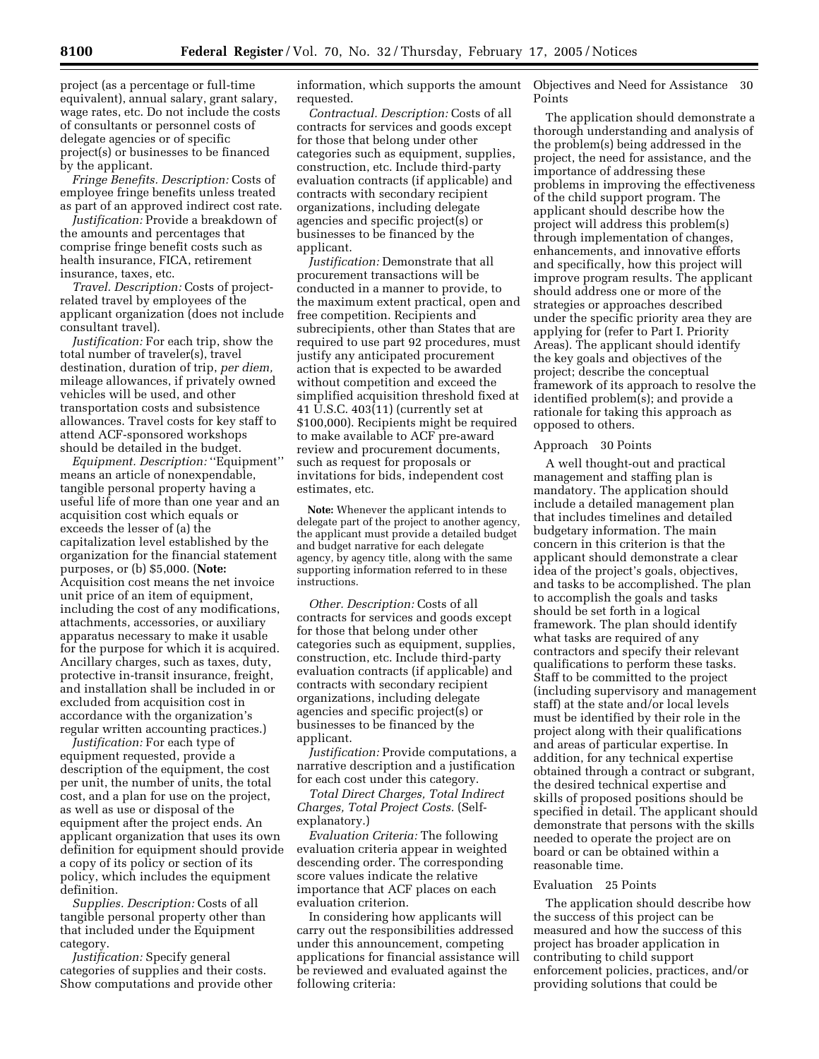project (as a percentage or full-time equivalent), annual salary, grant salary, wage rates, etc. Do not include the costs of consultants or personnel costs of delegate agencies or of specific project(s) or businesses to be financed by the applicant.

*Fringe Benefits. Description:* Costs of employee fringe benefits unless treated as part of an approved indirect cost rate.

*Justification:* Provide a breakdown of the amounts and percentages that comprise fringe benefit costs such as health insurance, FICA, retirement insurance, taxes, etc.

*Travel. Description:* Costs of project-related travel by employees of the applicant organization (does not include consultant travel).

*Justification:* For each trip, show the total number of traveler(s), travel destination, duration of trip, *per diem,* mileage allowances, if privately owned vehicles will be used, and other transportation costs and subsistence allowances. Travel costs for key staff to attend ACF-sponsored workshops should be detailed in the budget.

*Equipment. Description:* ''Equipment'' means an article of nonexpendable, tangible personal property having a useful life of more than one year and an acquisition cost which equals or exceeds the lesser of (a) the capitalization level established by the organization for the financial statement purposes, or (b) $5,000. (**Note:** Acquisition cost means the net invoice unit price of an item of equipment, including the cost of any modifications, attachments, accessories, or auxiliary apparatus necessary to make it usable for the purpose for which it is acquired. Ancillary charges, such as taxes, duty, protective in-transit insurance, freight, and installation shall be included in or excluded from acquisition cost in accordance with the organization's regular written accounting practices.)

*Justification:* For each type of equipment requested, provide a description of the equipment, the cost per unit, the number of units, the total cost, and a plan for use on the project, as well as use or disposal of the equipment after the project ends. An applicant organization that uses its own definition for equipment should provide a copy of its policy or section of its policy, which includes the equipment definition.

*Supplies. Description:* Costs of all tangible personal property other than that included under the Equipment category.

*Justification:* Specify general categories of supplies and their costs. Show computations and provide other information, which supports the amount requested.

*Contractual. Description:* Costs of all contracts for services and goods except for those that belong under other categories such as equipment, supplies, construction, etc. Include third-party evaluation contracts (if applicable) and contracts with secondary recipient organizations, including delegate agencies and specific project(s) or businesses to be financed by the applicant.

*Justification:* Demonstrate that all procurement transactions will be conducted in a manner to provide, to the maximum extent practical, open and free competition. Recipients and subrecipients, other than States that are required to use part 92 procedures, must justify any anticipated procurement action that is expected to be awarded without competition and exceed the simplified acquisition threshold fixed at 41 U.S.C. 403(11) (currently set at $100,000). Recipients might be required to make available to ACF pre-award review and procurement documents, such as request for proposals or invitations for bids, independent cost estimates, etc.

**Note:** Whenever the applicant intends to delegate part of the project to another agency, the applicant must provide a detailed budget and budget narrative for each delegate agency, by agency title, along with the same supporting information referred to in these instructions.

*Other. Description:* Costs of all contracts for services and goods except for those that belong under other categories such as equipment, supplies, construction, etc. Include third-party evaluation contracts (if applicable) and contracts with secondary recipient organizations, including delegate agencies and specific project(s) or businesses to be financed by the applicant.

*Justification:* Provide computations, a narrative description and a justification for each cost under this category.

*Total Direct Charges, Total Indirect Charges, Total Project Costs.* (Self-explanatory.)

*Evaluation Criteria:* The following evaluation criteria appear in weighted descending order. The corresponding score values indicate the relative importance that ACF places on each evaluation criterion.

In considering how applicants will carry out the responsibilities addressed under this announcement, competing applications for financial assistance will be reviewed and evaluated against the following criteria:

Objectives and Need for Assistance 30 Points

The application should demonstrate a thorough understanding and analysis of the problem(s) being addressed in the project, the need for assistance, and the importance of addressing these problems in improving the effectiveness of the child support program. The applicant should describe how the project will address this problem(s) through implementation of changes, enhancements, and innovative efforts and specifically, how this project will improve program results. The applicant should address one or more of the strategies or approaches described under the specific priority area they are applying for (refer to Part I. Priority Areas). The applicant should identify the key goals and objectives of the project; describe the conceptual framework of its approach to resolve the identified problem(s); and provide a rationale for taking this approach as opposed to others.

Approach 30 Points

A well thought-out and practical management and staffing plan is mandatory. The application should include a detailed management plan that includes timelines and detailed budgetary information. The main concern in this criterion is that the applicant should demonstrate a clear idea of the project's goals, objectives, and tasks to be accomplished. The plan to accomplish the goals and tasks should be set forth in a logical framework. The plan should identify what tasks are required of any contractors and specify their relevant qualifications to perform these tasks. Staff to be committed to the project (including supervisory and management staff) at the state and/or local levels must be identified by their role in the project along with their qualifications and areas of particular expertise. In addition, for any technical expertise obtained through a contract or subgrant, the desired technical expertise and skills of proposed positions should be specified in detail. The applicant should demonstrate that persons with the skills needed to operate the project are on board or can be obtained within a reasonable time.

Evaluation 25 Points

The application should describe how the success of this project can be measured and how the success of this project has broader application in contributing to child support enforcement policies, practices, and/or providing solutions that could be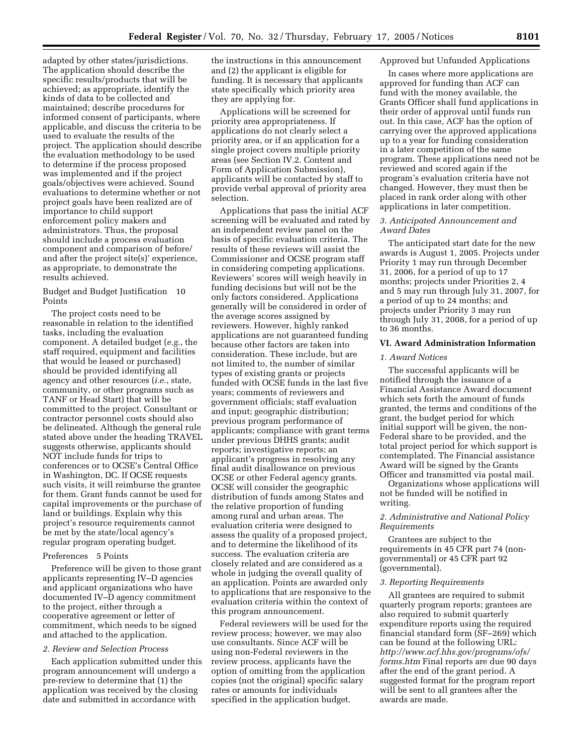adapted by other states/jurisdictions. The application should describe the specific results/products that will be achieved; as appropriate, identify the kinds of data to be collected and maintained; describe procedures for informed consent of participants, where applicable, and discuss the criteria to be used to evaluate the results of the project. The application should describe the evaluation methodology to be used to determine if the process proposed was implemented and if the project goals/objectives were achieved. Sound evaluations to determine whether or not project goals have been realized are of importance to child support enforcement policy makers and administrators. Thus, the proposal should include a process evaluation component and comparison of before/ and after the project site(s)' experience, as appropriate, to demonstrate the results achieved.

Budget and Budget Justification 10 Points

The project costs need to be reasonable in relation to the identified tasks, including the evaluation component. A detailed budget (*e.g.*, the staff required, equipment and facilities that would be leased or purchased) should be provided identifying all agency and other resources (*i.e.*, state, community, or other programs such as TANF or Head Start) that will be committed to the project. Consultant or contractor personnel costs should also be delineated. Although the general rule stated above under the heading TRAVEL suggests otherwise, applicants should NOT include funds for trips to conferences or to OCSE's Central Office in Washington, DC. If OCSE requests such visits, it will reimburse the grantee for them. Grant funds cannot be used for capital improvements or the purchase of land or buildings. Explain why this project's resource requirements cannot be met by the state/local agency's regular program operating budget.

Preferences 5 Points

Preference will be given to those grant applicants representing IV–D agencies and applicant organizations who have documented IV–D agency commitment to the project, either through a cooperative agreement or letter of commitment, which needs to be signed and attached to the application.

### *2. Review and Selection Process*

Each application submitted under this program announcement will undergo a pre-review to determine that (1) the application was received by the closing date and submitted in accordance with the instructions in this announcement and (2) the applicant is eligible for funding. It is necessary that applicants state specifically which priority area they are applying for.

Applications will be screened for priority area appropriateness. If applications do not clearly select a priority area, or if an application for a single project covers multiple priority areas (see Section IV.2. Content and Form of Application Submission), applicants will be contacted by staff to provide verbal approval of priority area selection.

Applications that pass the initial ACF screening will be evaluated and rated by an independent review panel on the basis of specific evaluation criteria. The results of these reviews will assist the Commissioner and OCSE program staff in considering competing applications. Reviewers' scores will weigh heavily in funding decisions but will not be the only factors considered. Applications generally will be considered in order of the average scores assigned by reviewers. However, highly ranked applications are not guaranteed funding because other factors are taken into consideration. These include, but are not limited to, the number of similar types of existing grants or projects funded with OCSE funds in the last five years; comments of reviewers and government officials; staff evaluation and input; geographic distribution; previous program performance of applicants; compliance with grant terms under previous DHHS grants; audit reports; investigative reports; an applicant's progress in resolving any final audit disallowance on previous OCSE or other Federal agency grants. OCSE will consider the geographic distribution of funds among States and the relative proportion of funding among rural and urban areas. The evaluation criteria were designed to assess the quality of a proposed project, and to determine the likelihood of its success. The evaluation criteria are closely related and are considered as a whole in judging the overall quality of an application. Points are awarded only to applications that are responsive to the evaluation criteria within the context of this program announcement.

Federal reviewers will be used for the review process; however, we may also use consultants. Since ACF will be using non-Federal reviewers in the review process, applicants have the option of omitting from the application copies (not the original) specific salary rates or amounts for individuals specified in the application budget.

Approved but Unfunded Applications

In cases where more applications are approved for funding than ACF can fund with the money available, the Grants Officer shall fund applications in their order of approval until funds run out. In this case, ACF has the option of carrying over the approved applications up to a year for funding consideration in a later competition of the same program. These applications need not be reviewed and scored again if the program's evaluation criteria have not changed. However, they must then be placed in rank order along with other applications in later competition.

### *3. Anticipated Announcement and Award Dates*

The anticipated start date for the new awards is August 1, 2005. Projects under Priority 1 may run through December 31, 2006, for a period of up to 17 months; projects under Priorities 2, 4 and 5 may run through July 31, 2007, for a period of up to 24 months; and projects under Priority 3 may run through July 31, 2008, for a period of up to 36 months.

## VI. Award Administration Information

### *1. Award Notices*

The successful applicants will be notified through the issuance of a Financial Assistance Award document which sets forth the amount of funds granted, the terms and conditions of the grant, the budget period for which initial support will be given, the non-Federal share to be provided, and the total project period for which support is contemplated. The Financial assistance Award will be signed by the Grants Officer and transmitted via postal mail.

Organizations whose applications will not be funded will be notified in writing.

### *2. Administrative and National Policy Requirements*

Grantees are subject to the requirements in 45 CFR part 74 (non-governmental) or 45 CFR part 92 (governmental).

### *3. Reporting Requirements*

All grantees are required to submit quarterly program reports; grantees are also required to submit quarterly expenditure reports using the required financial standard form (SF–269) which can be found at the following URL: *http://www.acf.hhs.gov/programs/ofs/forms.htm* Final reports are due 90 days after the end of the grant period. A suggested format for the program report will be sent to all grantees after the awards are made.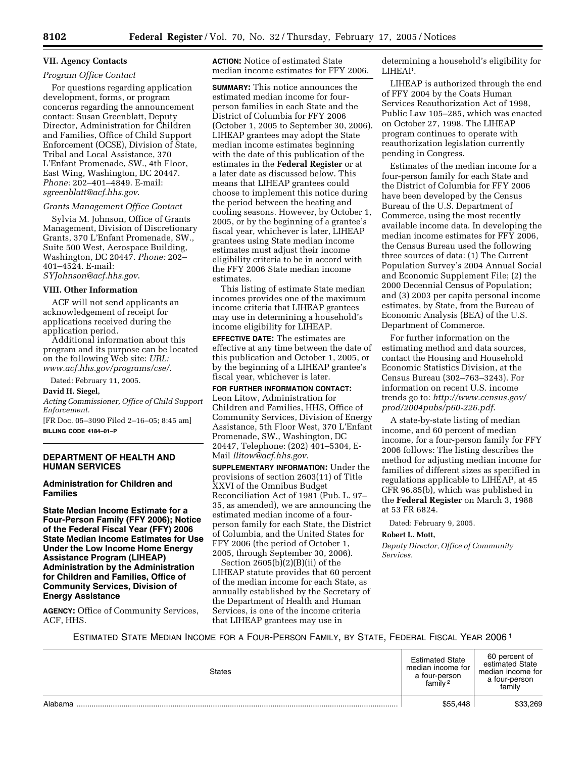### VII. Agency Contacts

*Program Office Contact*

For questions regarding application development, forms, or program concerns regarding the announcement contact: Susan Greenblatt, Deputy Director, Administration for Children and Families, Office of Child Support Enforcement (OCSE), Division of State, Tribal and Local Assistance, 370 L'Enfant Promenade, SW., 4th Floor, East Wing, Washington, DC 20447. *Phone:* 202–401–4849. E-mail: *sgreenblatt@acf.hhs.gov*.

*Grants Management Office Contact*

Sylvia M. Johnson, Office of Grants Management, Division of Discretionary Grants, 370 L'Enfant Promenade, SW., Suite 500 West, Aerospace Building, Washington, DC 20447. *Phone:* 202–401–4524. E-mail: *SYJohnson@acf.hhs.gov*.

### VIII. Other Information

ACF will not send applicants an acknowledgement of receipt for applications received during the application period.

Additional information about this program and its purpose can be located on the following Web site: *URL: www.acf.hhs.gov/programs/cse/*.

Dated: February 11, 2005.

**David H. Siegel,**

*Acting Commissioner, Office of Child Support Enforcement.*

[FR Doc. 05–3090 Filed 2–16–05; 8:45 am]

**BILLING CODE 4184–01–P**

---

## DEPARTMENT OF HEALTH AND HUMAN SERVICES

### Administration for Children and Families

### State Median Income Estimate for a Four-Person Family (FFY 2006); Notice of the Federal Fiscal Year (FFY) 2006 State Median Income Estimates for Use Under the Low Income Home Energy Assistance Program (LIHEAP) Administration by the Administration for Children and Families, Office of Community Services, Division of Energy Assistance

**AGENCY:** Office of Community Services, ACF, HHS.

**ACTION:** Notice of estimated State median income estimates for FFY 2006.

**SUMMARY:** This notice announces the estimated median income for four-person families in each State and the District of Columbia for FFY 2006 (October 1, 2005 to September 30, 2006). LIHEAP grantees may adopt the State median income estimates beginning with the date of this publication of the estimates in the **Federal Register** or at a later date as discussed below. This means that LIHEAP grantees could choose to implement this notice during the period between the heating and cooling seasons. However, by October 1, 2005, or by the beginning of a grantee's fiscal year, whichever is later, LIHEAP grantees using State median income estimates must adjust their income eligibility criteria to be in accord with the FFY 2006 State median income estimates.

This listing of estimate State median incomes provides one of the maximum income criteria that LIHEAP grantees may use in determining a household's income eligibility for LIHEAP.

**EFFECTIVE DATE:** The estimates are effective at any time between the date of this publication and October 1, 2005, or by the beginning of a LIHEAP grantee's fiscal year, whichever is later.

**FOR FURTHER INFORMATION CONTACT:** Leon Litow, Administration for Children and Families, HHS, Office of Community Services, Division of Energy Assistance, 5th Floor West, 370 L'Enfant Promenade, SW., Washington, DC 20447, Telephone: (202) 401–5304, E-Mail *llitow@acf.hhs.gov*.

**SUPPLEMENTARY INFORMATION:** Under the provisions of section 2603(11) of Title XXVI of the Omnibus Budget Reconciliation Act of 1981 (Pub. L. 97–35, as amended), we are announcing the estimated median income of a four-person family for each State, the District of Columbia, and the United States for FFY 2006 (the period of October 1, 2005, through September 30, 2006).

Section 2605(b)(2)(B)(ii) of the LIHEAP statute provides that 60 percent of the median income for each State, as annually established by the Secretary of the Department of Health and Human Services, is one of the income criteria that LIHEAP grantees may use in determining a household's eligibility for LIHEAP.

LIHEAP is authorized through the end of FFY 2004 by the Coats Human Services Reauthorization Act of 1998, Public Law 105–285, which was enacted on October 27, 1998. The LIHEAP program continues to operate with reauthorization legislation currently pending in Congress.

Estimates of the median income for a four-person family for each State and the District of Columbia for FFY 2006 have been developed by the Census Bureau of the U.S. Department of Commerce, using the most recently available income data. In developing the median income estimates for FFY 2006, the Census Bureau used the following three sources of data: (1) The Current Population Survey's 2004 Annual Social and Economic Supplement File; (2) the 2000 Decennial Census of Population; and (3) 2003 per capita personal income estimates, by State, from the Bureau of Economic Analysis (BEA) of the U.S. Department of Commerce.

For further information on the estimating method and data sources, contact the Housing and Household Economic Statistics Division, at the Census Bureau (302–763–3243). For information on recent U.S. income trends go to: *http://www.census.gov/prod/2004pubs/p60-226.pdf*.

A state-by-state listing of median income, and 60 percent of median income, for a four-person family for FFY 2006 follows: The listing describes the method for adjusting median income for families of different sizes as specified in regulations applicable to LIHEAP, at 45 CFR 96.85(b), which was published in the **Federal Register** on March 3, 1988 at 53 FR 6824.

Dated: February 9, 2005.

**Robert L. Mott,**

*Deputy Director, Office of Community Services.*

ESTIMATED STATE MEDIAN INCOME FOR A FOUR-PERSON FAMILY, BY STATE, FEDERAL FISCAL YEAR 2006 [1]

| States | Estimated State median income for a four-person family [2] | 60 percent of estimated State median income for a four-person family |
|---|---|---|
| Alabama | $55,448 | $33,269 |